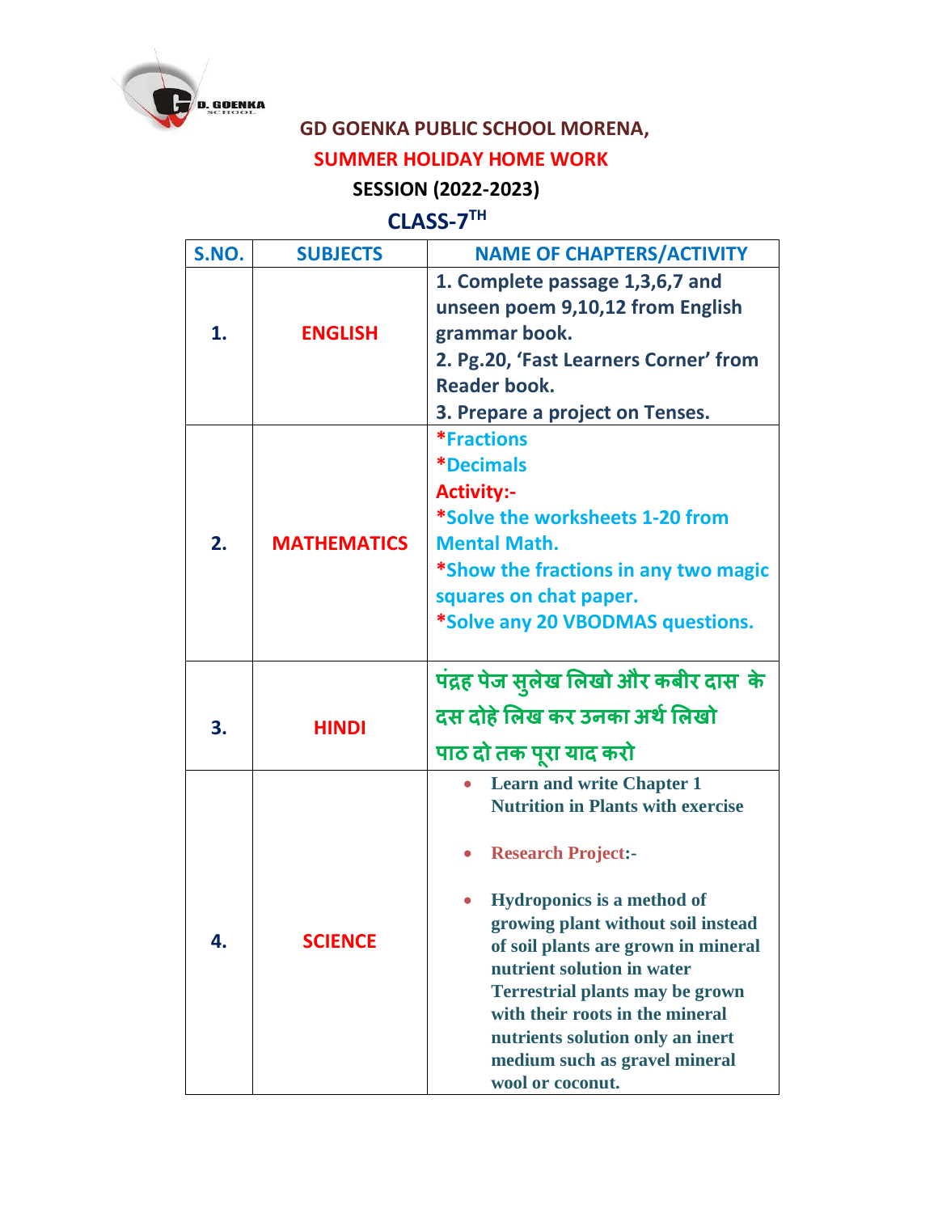# GD GOENKA PUBLIC SCHOOL MORENA,

## SUMMER HOLIDAY HOME WORK

### SESSION (2022-2023)

### CLASS-7TH

| S.NO. | SUBJECTS | NAME OF CHAPTERS/ACTIVITY |
|---|---|---|
| 1. | ENGLISH | 1. Complete passage 1,3,6,7 and unseen poem 9,10,12 from English grammar book.<br>2. Pg.20, 'Fast Learners Corner' from Reader book.<br>3. Prepare a project on Tenses. |
| 2. | MATHEMATICS | *Fractions<br>*Decimals<br>Activity:-<br>*Solve the worksheets 1-20 from Mental Math.<br>*Show the fractions in any two magic squares on chat paper.<br>*Solve any 20 VBODMAS questions. |
| 3. | HINDI | पंद्रह पेज सुलेख लिखो और कबीर दास के दस दोहे लिख कर उनका अर्थ लिखो<br>पाठ दो तक पूरा याद करो |
| 4. | SCIENCE | • Learn and write Chapter 1 Nutrition in Plants with exercise<br>• Research Project:-<br>• Hydroponics is a method of growing plant without soil instead of soil plants are grown in mineral nutrient solution in water Terrestrial plants may be grown with their roots in the mineral nutrients solution only an inert medium such as gravel mineral wool or coconut. |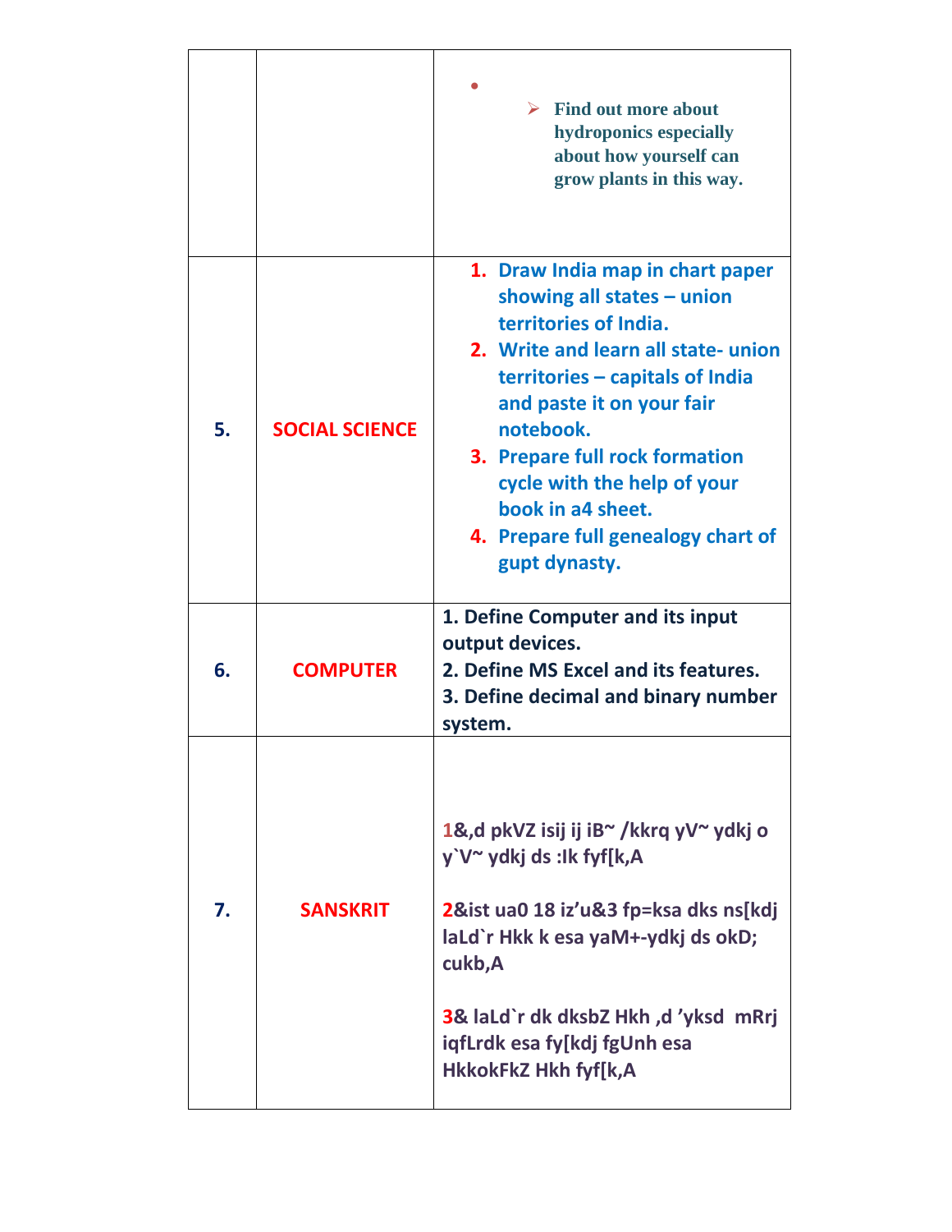| | | |
|---|---|---|
| | | • <br> ➢ Find out more about hydroponics especially about how yourself can grow plants in this way. |
| 5. | SOCIAL SCIENCE | 1. Draw India map in chart paper showing all states – union territories of India.<br>2. Write and learn all state- union territories – capitals of India and paste it on your fair notebook.<br>3. Prepare full rock formation cycle with the help of your book in a4 sheet.<br>4. Prepare full genealogy chart of gupt dynasty. |
| 6. | COMPUTER | 1. Define Computer and its input output devices.<br>2. Define MS Excel and its features.<br>3. Define decimal and binary number system. |
| 7. | SANSKRIT | 1&,d pkVZ isij ij iB~ /kkrq yV~ ydkj o y`V~ ydkj ds :Ik fyf[k,A<br><br>2&ist ua0 18 iz'u&3 fp=ksa dks ns[kdj laLd`r Hkk k esa yaM+-ydkj ds okD; cukb,A<br><br>3& laLd`r dk dksbZ Hkh ,d 'yksd mRrj iqfLrdk esa fy[kdj fgUnh esa HkkokFkZ Hkh fyf[k,A |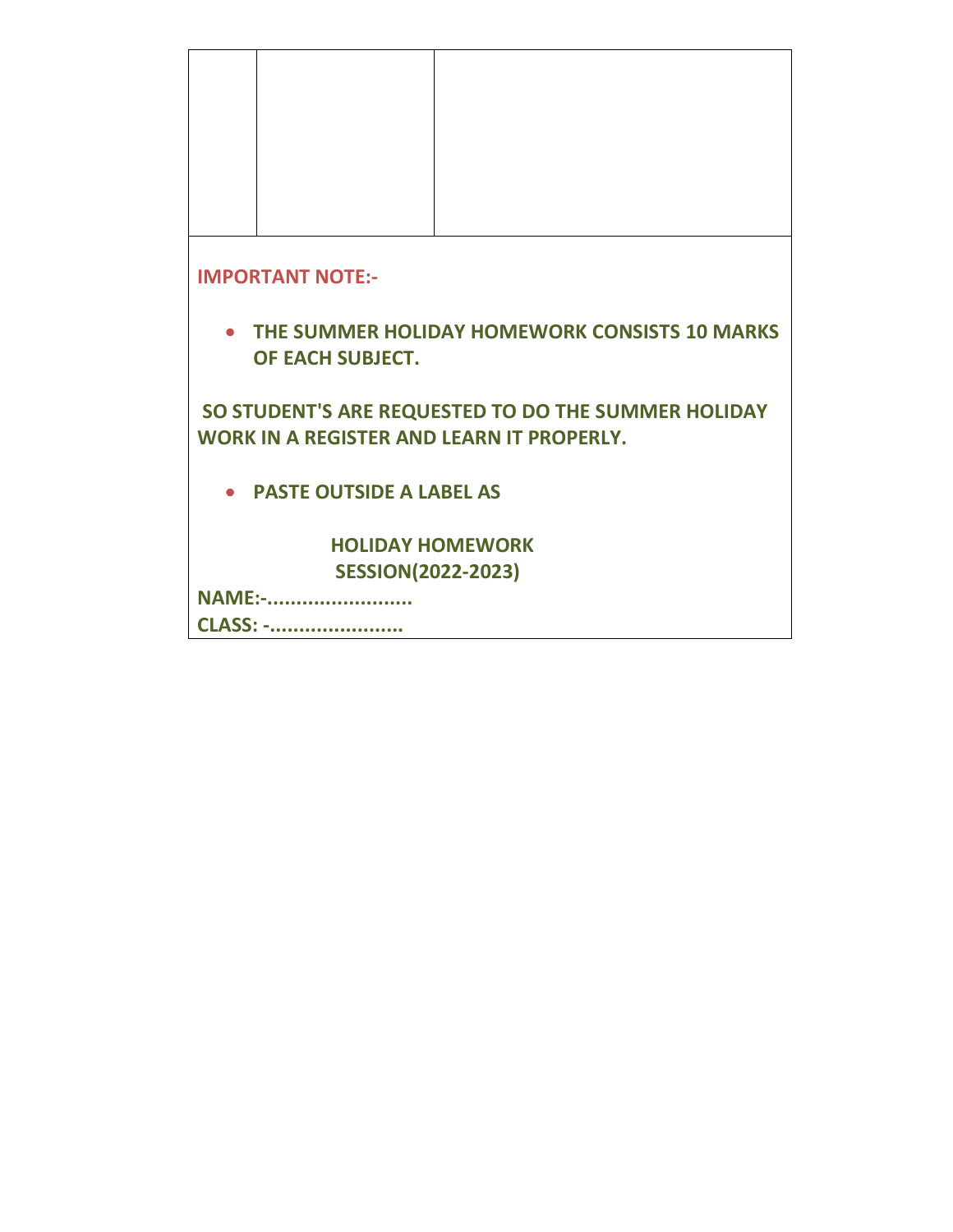| | | |
|---|---|---|
| | | |

**IMPORTANT NOTE:-**

- **THE SUMMER HOLIDAY HOMEWORK CONSISTS 10 MARKS OF EACH SUBJECT.**

**SO STUDENT'S ARE REQUESTED TO DO THE SUMMER HOLIDAY WORK IN A REGISTER AND LEARN IT PROPERLY.**

- **PASTE OUTSIDE A LABEL AS**

**HOLIDAY HOMEWORK**
**SESSION(2022-2023)**

**NAME:-.........................**
**CLASS: -.......................**